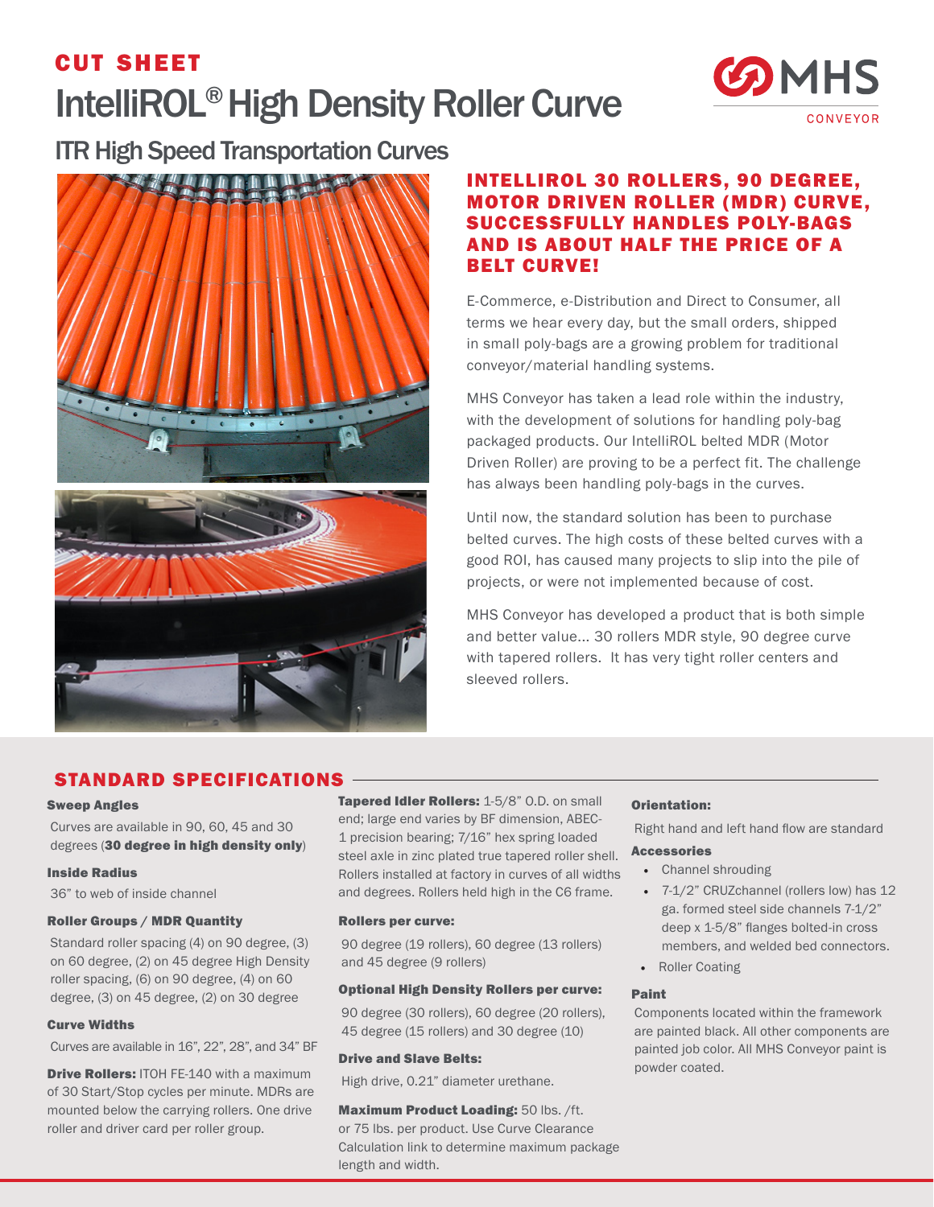# CUT SHEET

# IntelliROL® High Density Roller Curve

## ITR High Speed Transportation Curves

### INTELLIROL 30 ROLLERS, 90 DEGREE, MOTOR DRIVEN ROLLER (MDR) CURVE, SUCCESSFULLY HANDLES POLY-BAGS AND IS ABOUT HALF THE PRICE OF A BELT CURVE!

E-Commerce, e-Distribution and Direct to Consumer, all terms we hear every day, but the small orders, shipped in small poly-bags are a growing problem for traditional conveyor/material handling systems.

MHS Conveyor has taken a lead role within the industry, with the development of solutions for handling poly-bag packaged products. Our IntelliROL belted MDR (Motor Driven Roller) are proving to be a perfect fit. The challenge has always been handling poly-bags in the curves.

Until now, the standard solution has been to purchase belted curves. The high costs of these belted curves with a good ROI, has caused many projects to slip into the pile of projects, or were not implemented because of cost.

MHS Conveyor has developed a product that is both simple and better value... 30 rollers MDR style, 90 degree curve with tapered rollers. It has very tight roller centers and sleeved rollers.

## STANDARD SPECIFICATIONS

**Sweep Angles**

Curves are available in 90, 60, 45 and 30 degrees (**30 degree in high density only**)

**Inside Radius**

36" to web of inside channel

**Roller Groups / MDR Quantity**

Standard roller spacing (4) on 90 degree, (3) on 60 degree, (2) on 45 degree High Density roller spacing, (6) on 90 degree, (4) on 60 degree, (3) on 45 degree, (2) on 30 degree

**Curve Widths**

Curves are available in 16", 22", 28", and 34" BF

**Drive Rollers:** ITOH FE-140 with a maximum of 30 Start/Stop cycles per minute. MDRs are mounted below the carrying rollers. One drive roller and driver card per roller group.

**Tapered Idler Rollers:** 1-5/8" O.D. on small end; large end varies by BF dimension, ABEC-1 precision bearing; 7/16" hex spring loaded steel axle in zinc plated true tapered roller shell. Rollers installed at factory in curves of all widths and degrees. Rollers held high in the C6 frame.

**Rollers per curve:**

90 degree (19 rollers), 60 degree (13 rollers) and 45 degree (9 rollers)

**Optional High Density Rollers per curve:**

90 degree (30 rollers), 60 degree (20 rollers), 45 degree (15 rollers) and 30 degree (10)

**Drive and Slave Belts:**

High drive, 0.21" diameter urethane.

**Maximum Product Loading:** 50 lbs. /ft. or 75 lbs. per product. Use Curve Clearance Calculation link to determine maximum package length and width.

**Orientation:**

Right hand and left hand flow are standard

**Accessories**

- Channel shrouding
- 7-1/2" CRUZchannel (rollers low) has 12 ga. formed steel side channels 7-1/2" deep x 1-5/8" flanges bolted-in cross members, and welded bed connectors.
- Roller Coating

**Paint**

Components located within the framework are painted black. All other components are painted job color. All MHS Conveyor paint is powder coated.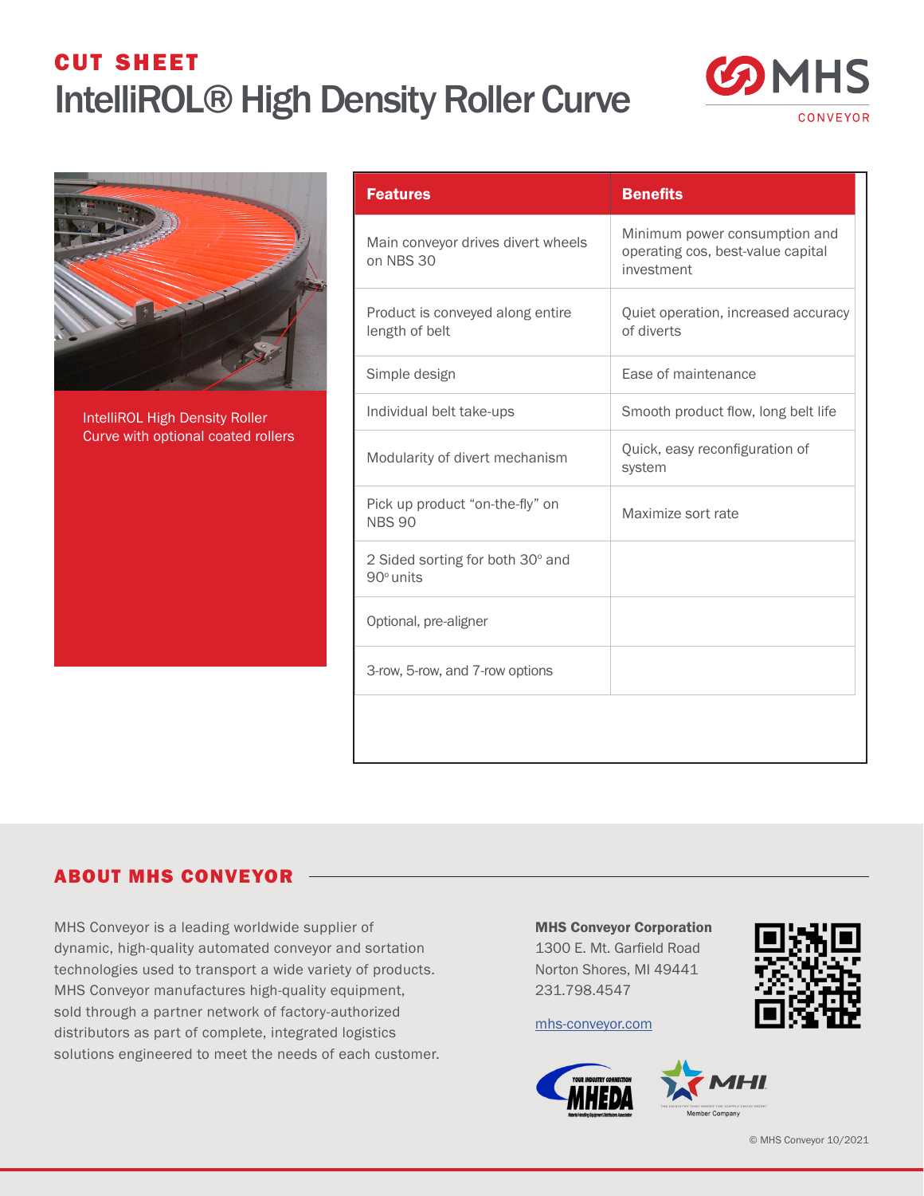# CUT SHEET

# IntelliROL® High Density Roller Curve

IntelliROL High Density Roller Curve with optional coated rollers

| Features | Benefits |
|---|---|
| Main conveyor drives divert wheels on NBS 30 | Minimum power consumption and operating cos, best-value capital investment |
| Product is conveyed along entire length of belt | Quiet operation, increased accuracy of diverts |
| Simple design | Ease of maintenance |
| Individual belt take-ups | Smooth product flow, long belt life |
| Modularity of divert mechanism | Quick, easy reconfiguration of system |
| Pick up product "on-the-fly" on NBS 90 | Maximize sort rate |
| 2 Sided sorting for both 30° and 90° units | |
| Optional, pre-aligner | |
| 3-row, 5-row, and 7-row options | |

## ABOUT MHS CONVEYOR

MHS Conveyor is a leading worldwide supplier of dynamic, high-quality automated conveyor and sortation technologies used to transport a wide variety of products. MHS Conveyor manufactures high-quality equipment, sold through a partner network of factory-authorized distributors as part of complete, integrated logistics solutions engineered to meet the needs of each customer.

**MHS Conveyor Corporation**
1300 E. Mt. Garfield Road
Norton Shores, MI 49441
231.798.4547

mhs-conveyor.com

© MHS Conveyor 10/2021